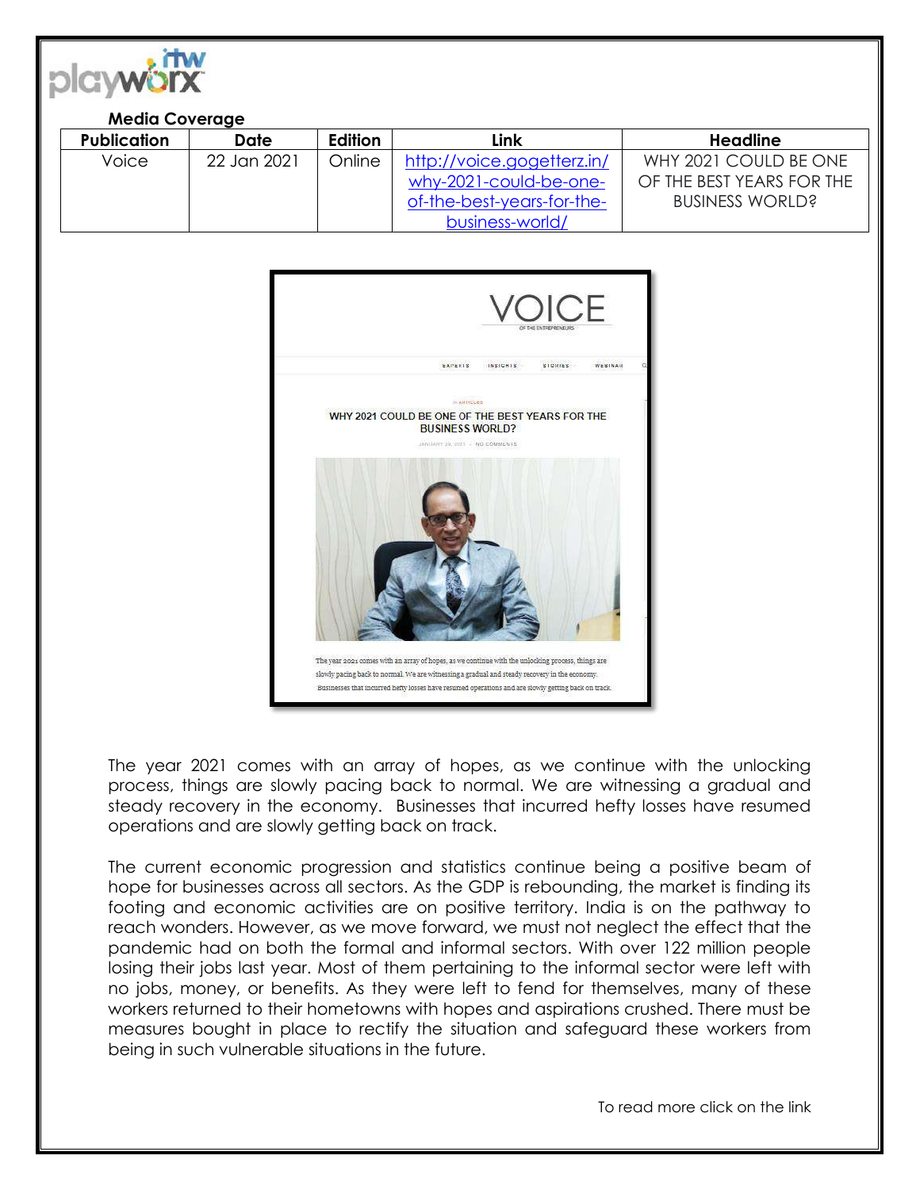**Media Coverage**

| Publication | Date | Edition | Link | Headline |
|---|---|---|---|---|
| Voice | 22 Jan 2021 | Online | http://voice.gogetterz.in/why-2021-could-be-one-of-the-best-years-for-the-business-world/ | WHY 2021 COULD BE ONE OF THE BEST YEARS FOR THE BUSINESS WORLD? |

The year 2021 comes with an array of hopes, as we continue with the unlocking process, things are slowly pacing back to normal. We are witnessing a gradual and steady recovery in the economy. Businesses that incurred hefty losses have resumed operations and are slowly getting back on track.

The current economic progression and statistics continue being a positive beam of hope for businesses across all sectors. As the GDP is rebounding, the market is finding its footing and economic activities are on positive territory. India is on the pathway to reach wonders. However, as we move forward, we must not neglect the effect that the pandemic had on both the formal and informal sectors. With over 122 million people losing their jobs last year. Most of them pertaining to the informal sector were left with no jobs, money, or benefits. As they were left to fend for themselves, many of these workers returned to their hometowns with hopes and aspirations crushed. There must be measures bought in place to rectify the situation and safeguard these workers from being in such vulnerable situations in the future.

To read more click on the link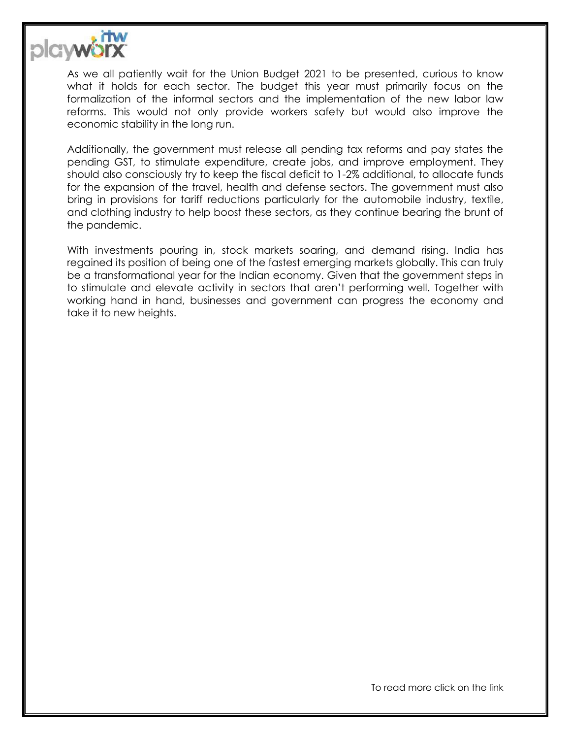As we all patiently wait for the Union Budget 2021 to be presented, curious to know what it holds for each sector. The budget this year must primarily focus on the formalization of the informal sectors and the implementation of the new labor law reforms. This would not only provide workers safety but would also improve the economic stability in the long run.

Additionally, the government must release all pending tax reforms and pay states the pending GST, to stimulate expenditure, create jobs, and improve employment. They should also consciously try to keep the fiscal deficit to 1-2% additional, to allocate funds for the expansion of the travel, health and defense sectors. The government must also bring in provisions for tariff reductions particularly for the automobile industry, textile, and clothing industry to help boost these sectors, as they continue bearing the brunt of the pandemic.

With investments pouring in, stock markets soaring, and demand rising. India has regained its position of being one of the fastest emerging markets globally. This can truly be a transformational year for the Indian economy. Given that the government steps in to stimulate and elevate activity in sectors that aren't performing well. Together with working hand in hand, businesses and government can progress the economy and take it to new heights.

To read more click on the link